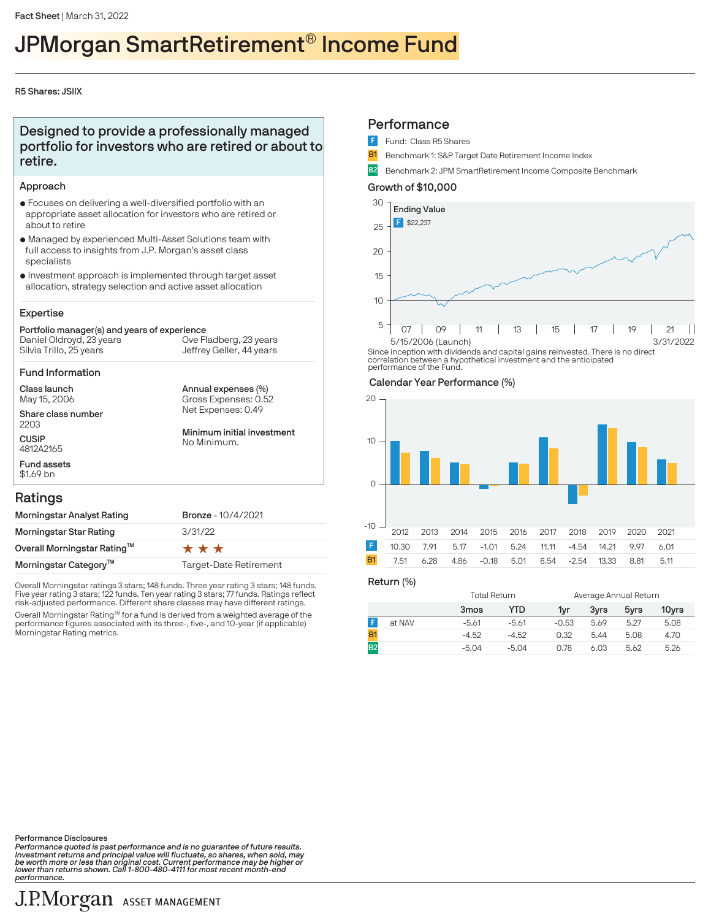Fact Sheet | March 31, 2022

# JPMorgan SmartRetirement® Income Fund

R5 Shares: JSIIX

## Designed to provide a professionally managed portfolio for investors who are retired or about to retire.

### Approach

- Focuses on delivering a well-diversified portfolio with an appropriate asset allocation for investors who are retired or about to retire
- Managed by experienced Multi-Asset Solutions team with full access to insights from J.P. Morgan's asset class specialists
- Investment approach is implemented through target asset allocation, strategy selection and active asset allocation

### Expertise

**Portfolio manager(s) and years of experience**

Daniel Oldroyd, 23 years
Silvia Trillo, 25 years
Ove Fladberg, 23 years
Jeffrey Geller, 44 years

### Fund Information

**Class launch**
May 15, 2006

**Share class number**
2203

**CUSIP**
4812A2165

**Fund assets**
$1.69 bn

**Annual expenses (%)**
Gross Expenses: 0.52
Net Expenses: 0.49

**Minimum initial investment**
No Minimum.

## Ratings

| | |
|---|---|
| Morningstar Analyst Rating | Bronze - 10/4/2021 |
| Morningstar Star Rating | 3/31/22 |
| Overall Morningstar Rating™ | ★★★ |
| Morningstar Category™ | Target-Date Retirement |

Overall Morningstar ratings 3 stars; 148 funds. Three year rating 3 stars; 148 funds. Five year rating 3 stars; 122 funds. Ten year rating 3 stars; 77 funds. Ratings reflect risk-adjusted performance. Different share classes may have different ratings.

Overall Morningstar Rating™ for a fund is derived from a weighted average of the performance figures associated with its three-, five-, and 10-year (if applicable) Morningstar Rating metrics.

## Performance

- F Fund: Class R5 Shares
- B1 Benchmark 1: S&P Target Date Retirement Income Index
- B2 Benchmark 2: JPM SmartRetirement Income Composite Benchmark

### Growth of $10,000

Ending Value
F $22,237

5/15/2006 (Launch) — 3/31/2022

Since inception with dividends and capital gains reinvested. There is no direct correlation between a hypothetical investment and the anticipated performance of the Fund.

### Calendar Year Performance (%)

| | 2012 | 2013 | 2014 | 2015 | 2016 | 2017 | 2018 | 2019 | 2020 | 2021 |
|---|---|---|---|---|---|---|---|---|---|---|
| F | 10.30 | 7.91 | 5.17 | -1.01 | 5.24 | 11.11 | -4.54 | 14.21 | 9.97 | 6.01 |
| B1 | 7.51 | 6.28 | 4.86 | -0.18 | 5.01 | 8.54 | -2.54 | 13.33 | 8.81 | 5.11 |

### Return (%)

| | | Total Return | | Average Annual Return | | | |
|---|---|---|---|---|---|---|---|
| | | 3mos | YTD | 1yr | 3yrs | 5yrs | 10yrs |
| F | at NAV | -5.61 | -5.61 | -0.53 | 5.69 | 5.27 | 5.08 |
| B1 | | -4.52 | -4.52 | 0.32 | 5.44 | 5.08 | 4.70 |
| B2 | | -5.04 | -5.04 | 0.78 | 6.03 | 5.62 | 5.26 |

Performance Disclosures

*Performance quoted is past performance and is no guarantee of future results. Investment returns and principal value will fluctuate, so shares, when sold, may be worth more or less than original cost. Current performance may be higher or lower than returns shown. Call 1-800-480-4111 for most recent month-end performance.*

J.P.Morgan ASSET MANAGEMENT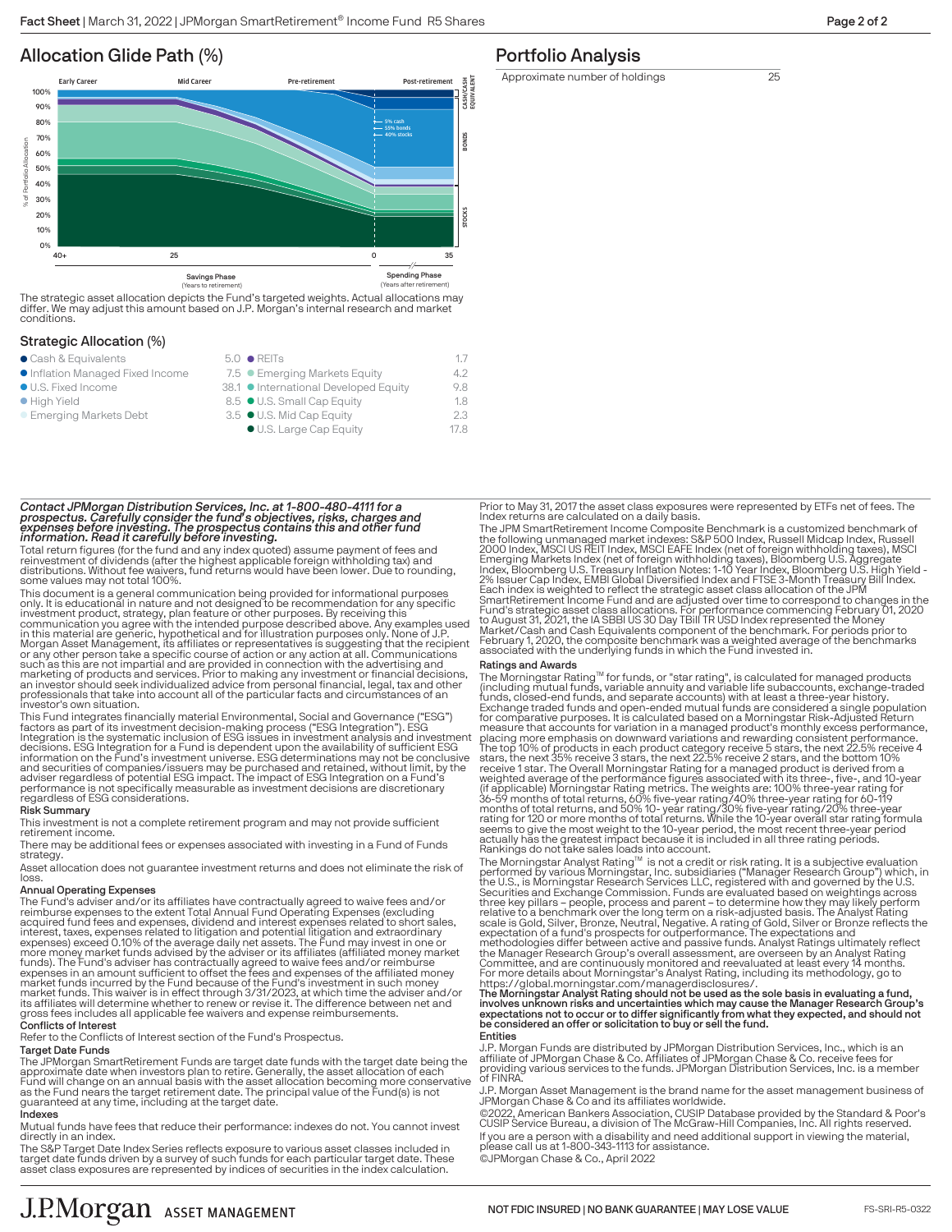## Allocation Glide Path (%)

Early Career
Mid Career
Pre-retirement
Post-retirement

100%
90%
80%
70%
60%
50%
40%
30%
20%
10%
0%

% of Portfolio Allocation

40+
25
0
35

Savings Phase (Years to retirement)
Spending Phase (Years after retirement)

5% cash
55% bonds
40% stocks

CASH/CASH EQUIVALENT
BONDS
STOCKS

The strategic asset allocation depicts the Fund's targeted weights. Actual allocations may differ. We may adjust this amount based on J.P. Morgan's internal research and market conditions.

### Strategic Allocation (%)

| | | | |
|---|---|---|---|
| Cash & Equivalents | 5.0 | REITs | 1.7 |
| Inflation Managed Fixed Income | 7.5 | Emerging Markets Equity | 4.2 |
| U.S. Fixed Income | 38.1 | International Developed Equity | 9.8 |
| High Yield | 8.5 | U.S. Small Cap Equity | 1.8 |
| Emerging Markets Debt | 3.5 | U.S. Mid Cap Equity | 2.3 |
| | | U.S. Large Cap Equity | 17.8 |

## Portfolio Analysis

| | |
|---|---|
| Approximate number of holdings | 25 |

***Contact JPMorgan Distribution Services, Inc. at 1-800-480-4111 for a prospectus. Carefully consider the fund's objectives, risks, charges and expenses before investing. The prospectus contains this and other fund information. Read it carefully before investing.***

Total return figures (for the fund and any index quoted) assume payment of fees and reinvestment of dividends (after the highest applicable foreign withholding tax) and distributions. Without fee waivers, fund returns would have been lower. Due to rounding, some values may not total 100%.

This document is a general communication being provided for informational purposes only. It is educational in nature and not designed to be recommendation for any specific investment product, strategy, plan feature or other purposes. By receiving this communication you agree with the intended purpose described above. Any examples used in this material are generic, hypothetical and for illustration purposes only. None of J.P. Morgan Asset Management, its affiliates or representatives is suggesting that the recipient or any other person take a specific course of action or any action at all. Communications such as this are not impartial and are provided in connection with the advertising and marketing of products and services. Prior to making any investment or financial decisions, an investor should seek individualized advice from personal financial, legal, tax and other professionals that take into account all of the particular facts and circumstances of an investor's own situation.

This Fund integrates financially material Environmental, Social and Governance ("ESG") factors as part of its investment decision-making process ("ESG Integration"). ESG Integration is the systematic inclusion of ESG issues in investment analysis and investment decisions. ESG Integration for a Fund is dependent upon the availability of sufficient ESG information on the Fund's investment universe. ESG determinations may not be conclusive and securities of companies/issuers may be purchased and retained, without limit, by the adviser regardless of potential ESG impact. The impact of ESG Integration on a Fund's performance is not specifically measurable as investment decisions are discretionary regardless of ESG considerations.

**Risk Summary**

This investment is not a complete retirement program and may not provide sufficient retirement income.

There may be additional fees or expenses associated with investing in a Fund of Funds strategy.

Asset allocation does not guarantee investment returns and does not eliminate the risk of loss.

**Annual Operating Expenses**

The Fund's adviser and/or its affiliates have contractually agreed to waive fees and/or reimburse expenses to the extent Total Annual Fund Operating Expenses (excluding acquired fund fees and expenses, dividend and interest expenses related to short sales, interest, taxes, expenses related to litigation and potential litigation and extraordinary expenses) exceed 0.10% of the average daily net assets. The Fund may invest in one or more money market funds advised by the adviser or its affiliates (affiliated money market funds). The Fund's adviser has contractually agreed to waive fees and/or reimburse expenses in an amount sufficient to offset the fees and expenses of the affiliated money market funds incurred by the Fund because of the Fund's investment in such money market funds. This waiver is in effect through 3/31/2023, at which time the adviser and/or its affiliates will determine whether to renew or revise it. The difference between net and gross fees includes all applicable fee waivers and expense reimbursements.

**Conflicts of Interest**

Refer to the Conflicts of Interest section of the Fund's Prospectus.

**Target Date Funds**

The JPMorgan SmartRetirement Funds are target date funds with the target date being the approximate date when investors plan to retire. Generally, the asset allocation of each Fund will change on an annual basis with the asset allocation becoming more conservative as the Fund nears the target retirement date. The principal value of the Fund(s) is not guaranteed at any time, including at the target date.

**Indexes**

Mutual funds have fees that reduce their performance: indexes do not. You cannot invest directly in an index.

The S&P Target Date Index Series reflects exposure to various asset classes included in target date funds driven by a survey of such funds for each particular target date. These asset class exposures are represented by indices of securities in the index calculation. Prior to May 31, 2017 the asset class exposures were represented by ETFs net of fees. The Index returns are calculated on a daily basis.

The JPM SmartRetirement Income Composite Benchmark is a customized benchmark of the following unmanaged market indexes: S&P 500 Index, Russell Midcap Index, Russell 2000 Index, MSCI US REIT Index, MSCI EAFE Index (net of foreign withholding taxes), MSCI Emerging Markets Index (net of foreign withholding taxes), Bloomberg U.S. Aggregate Index, Bloomberg U.S. Treasury Inflation Notes: 1-10 Year Index, Bloomberg U.S. High Yield - 2% Issuer Cap Index, EMBI Global Diversified Index and FTSE 3-Month Treasury Bill Index. Each index is weighted to reflect the strategic asset class allocation of the JPM SmartRetirement Income Fund and are adjusted over time to correspond to changes in the Fund's strategic asset class allocations. For performance commencing February 01, 2020 to August 31, 2021, the IA SBBI US 30 Day TBill TR USD Index represented the Money Market/Cash and Cash Equivalents component of the benchmark. For periods prior to February 1, 2020, the composite benchmark was a weighted average of the benchmarks associated with the underlying funds in which the Fund invested in.

**Ratings and Awards**

The Morningstar Rating™ for funds, or "star rating", is calculated for managed products (including mutual funds, variable annuity and variable life subaccounts, exchange-traded funds, closed-end funds, and separate accounts) with at least a three-year history. Exchange traded funds and open-ended mutual funds are considered a single population for comparative purposes. It is calculated based on a Morningstar Risk-Adjusted Return measure that accounts for variation in a managed product's monthly excess performance, placing more emphasis on downward variations and rewarding consistent performance. The top 10% of products in each product category receive 5 stars, the next 22.5% receive 4 stars, the next 35% receive 3 stars, the next 22.5% receive 2 stars, and the bottom 10% receive 1 star. The Overall Morningstar Rating for a managed product is derived from a weighted average of the performance figures associated with its three-, five-, and 10-year (if applicable) Morningstar Rating metrics. The weights are: 100% three-year rating for 36-59 months of total returns, 60% five-year rating/40% three-year rating for 60-119 months of total returns, and 50% 10- year rating/30% five-year rating/20% three-year rating for 120 or more months of total returns. While the 10-year overall star rating formula seems to give the most weight to the 10-year period, the most recent three-year period actually has the greatest impact because it is included in all three rating periods. Rankings do not take sales loads into account.

The Morningstar Analyst Rating™ is not a credit or risk rating. It is a subjective evaluation performed by various Morningstar, Inc. subsidiaries ("Manager Research Group") which, in the U.S., is Morningstar Research Services LLC, registered with and governed by the U.S. Securities and Exchange Commission. Funds are evaluated based on weightings across three key pillars – people, process and parent – to determine how they may likely perform relative to a benchmark over the long term on a risk-adjusted basis. The Analyst Rating scale is Gold, Silver, Bronze, Neutral, Negative. A rating of Gold, Silver or Bronze reflects the expectation of a fund's prospects for outperformance. The expectations and methodologies differ between active and passive funds. Analyst Ratings ultimately reflect the Manager Research Group's overall assessment, are overseen by an Analyst Rating Committee, and are continuously monitored and reevaluated at least every 14 months. For more details about Morningstar's Analyst Rating, including its methodology, go to https://global.morningstar.com/managerdisclosures/.

**The Morningstar Analyst Rating should not be used as the sole basis in evaluating a fund, involves unknown risks and uncertainties which may cause the Manager Research Group's expectations not to occur or to differ significantly from what they expected, and should not be considered an offer or solicitation to buy or sell the fund.**

**Entities**

J.P. Morgan Funds are distributed by JPMorgan Distribution Services, Inc., which is an affiliate of JPMorgan Chase & Co. Affiliates of JPMorgan Chase & Co. receive fees for providing various services to the funds. JPMorgan Distribution Services, Inc. is a member of FINRA.

J.P. Morgan Asset Management is the brand name for the asset management business of JPMorgan Chase & Co and its affiliates worldwide.

©2022, American Bankers Association, CUSIP Database provided by the Standard & Poor's CUSIP Service Bureau, a division of The McGraw-Hill Companies, Inc. All rights reserved.

If you are a person with a disability and need additional support in viewing the material, please call us at 1-800-343-1113 for assistance.

©JPMorgan Chase & Co., April 2022

J.P.Morgan ASSET MANAGEMENT

NOT FDIC INSURED | NO BANK GUARANTEE | MAY LOSE VALUE

FS-SRI-R5-0322